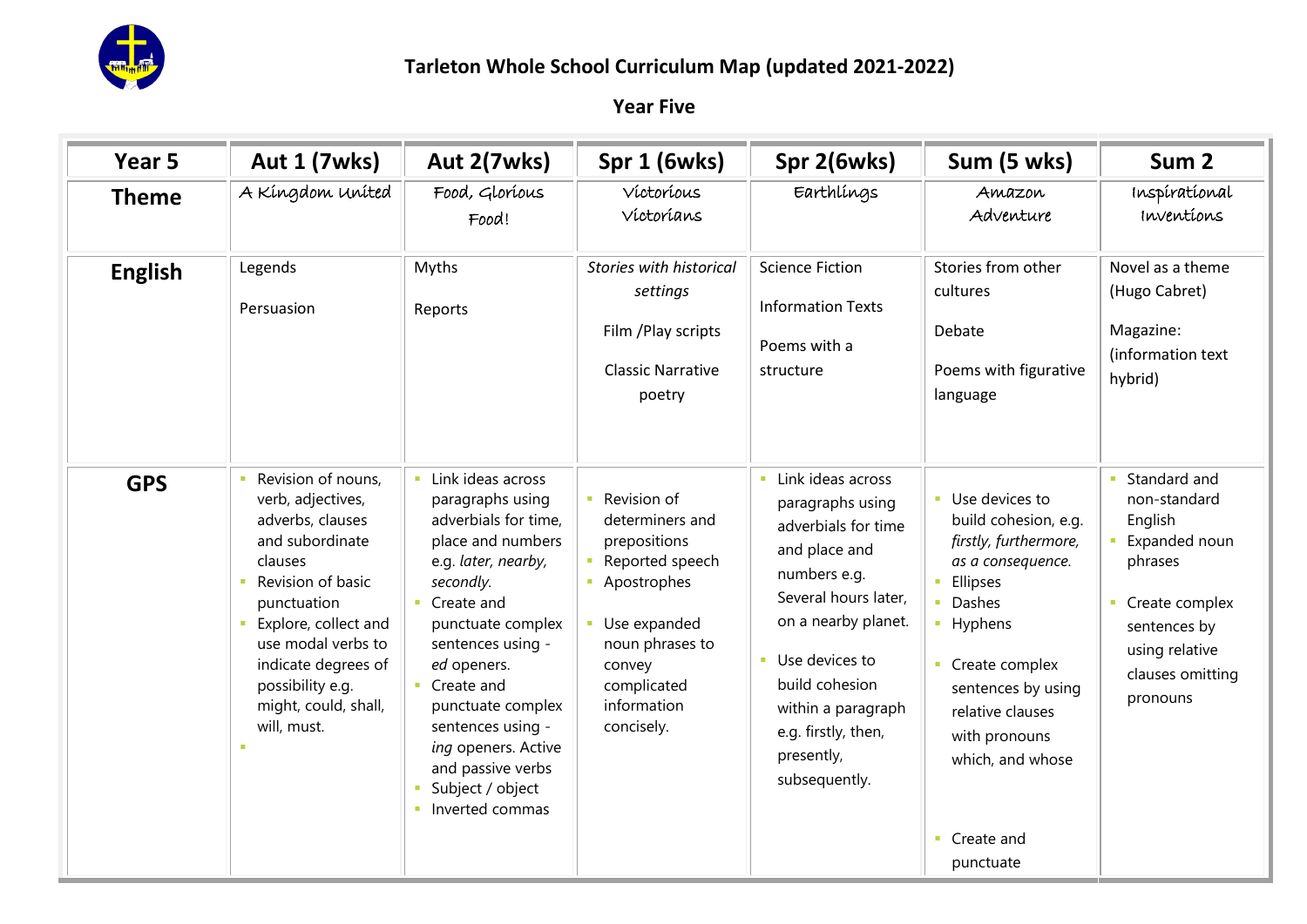# Tarleton Whole School Curriculum Map (updated 2021-2022)

## Year Five

| Year 5 | Aut 1 (7wks) | Aut 2(7wks) | Spr 1 (6wks) | Spr 2(6wks) | Sum (5 wks) | Sum 2 |
|---|---|---|---|---|---|---|
| **Theme** | A Kingdom United | Food, Glorious Food! | Victorious Victorians | Earthlings | Amazon Adventure | Inspirational Inventions |
| **English** | Legends<br><br>Persuasion | Myths<br><br>Reports | *Stories with historical settings*<br><br>Film /Play scripts<br><br>Classic Narrative poetry | Science Fiction<br><br>Information Texts<br><br>Poems with a structure | Stories from other cultures<br><br>Debate<br><br>Poems with figurative language | Novel as a theme (Hugo Cabret)<br><br>Magazine: (information text hybrid) |
| **GPS** | - Revision of nouns, verb, adjectives, adverbs, clauses and subordinate clauses<br>- Revision of basic punctuation<br>- Explore, collect and use modal verbs to indicate degrees of possibility e.g. might, could, shall, will, must. | - Link ideas across paragraphs using adverbials for time, place and numbers e.g. *later, nearby, secondly.*<br>- Create and punctuate complex sentences using -*ed* openers.<br>- Create and punctuate complex sentences using -*ing* openers. Active and passive verbs<br>- Subject / object<br>- Inverted commas | - Revision of determiners and prepositions<br>- Reported speech<br>- Apostrophes<br>- Use expanded noun phrases to convey complicated information concisely. | - Link ideas across paragraphs using adverbials for time and place and numbers e.g. Several hours later, on a nearby planet.<br>- Use devices to build cohesion within a paragraph e.g. firstly, then, presently, subsequently. | - Use devices to build cohesion, e.g. *firstly, furthermore, as a consequence.*<br>- Ellipses<br>- Dashes<br>- Hyphens<br>- Create complex sentences by using relative clauses with pronouns which, and whose<br>- Create and punctuate | - Standard and non-standard English<br>- Expanded noun phrases<br>- Create complex sentences by using relative clauses omitting pronouns |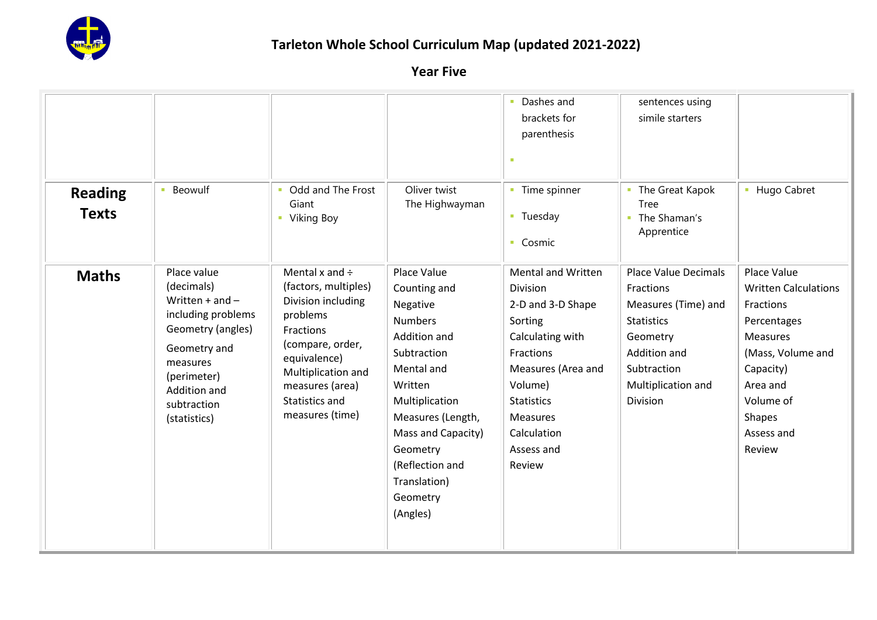# Tarleton Whole School Curriculum Map (updated 2021-2022)

## Year Five

| | | | | | | |
|---|---|---|---|---|---|---|
| | | | | ▪ Dashes and brackets for parenthesis<br>▪ | sentences using simile starters | |
| **Reading Texts** | ▪ Beowulf | ▪ Odd and The Frost Giant<br>▪ Viking Boy | Oliver twist<br>The Highwayman | ▪ Time spinner<br>▪ Tuesday<br>▪ Cosmic | ▪ The Great Kapok Tree<br>▪ The Shaman's Apprentice | ▪ Hugo Cabret |
| **Maths** | Place value (decimals)<br>Written + and – including problems<br>Geometry (angles)<br>Geometry and measures (perimeter)<br>Addition and subtraction (statistics) | Mental x and ÷ (factors, multiples)<br>Division including problems<br>Fractions (compare, order, equivalence)<br>Multiplication and measures (area)<br>Statistics and measures (time) | Place Value<br>Counting and Negative Numbers<br>Addition and Subtraction<br>Mental and Written Multiplication<br>Measures (Length, Mass and Capacity)<br>Geometry (Reflection and Translation)<br>Geometry (Angles) | Mental and Written Division<br>2-D and 3-D Shape Sorting<br>Calculating with Fractions<br>Measures (Area and Volume)<br>Statistics<br>Measures<br>Calculation<br>Assess and Review | Place Value Decimals<br>Fractions<br>Measures (Time) and Statistics<br>Geometry<br>Addition and Subtraction<br>Multiplication and Division | Place Value<br>Written Calculations<br>Fractions<br>Percentages<br>Measures (Mass, Volume and Capacity)<br>Area and Volume of Shapes<br>Assess and Review |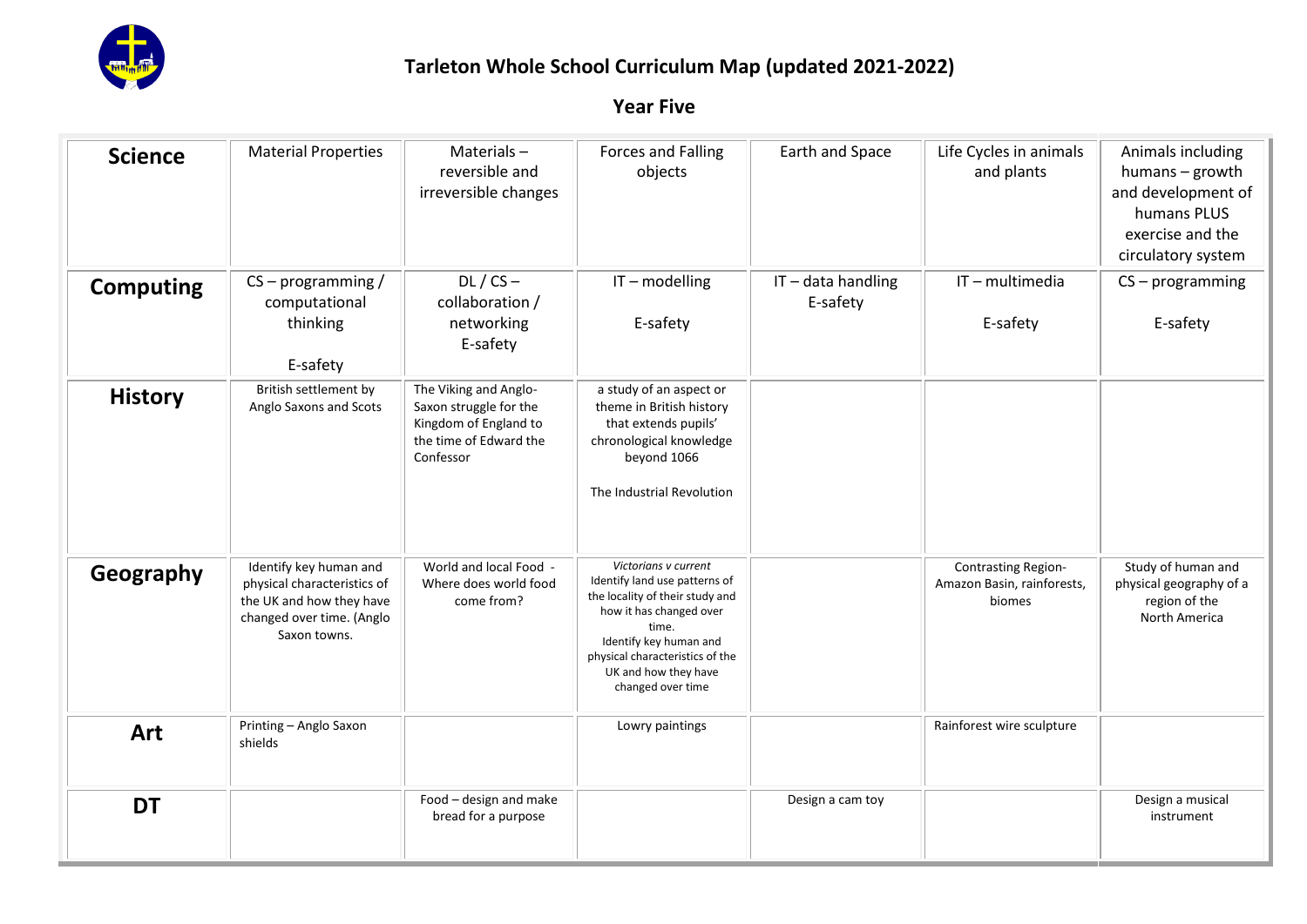# Tarleton Whole School Curriculum Map (updated 2021-2022)

## Year Five

| | | | | | | |
|---|---|---|---|---|---|---|
| **Science** | Material Properties | Materials – reversible and irreversible changes | Forces and Falling objects | Earth and Space | Life Cycles in animals and plants | Animals including humans – growth and development of humans PLUS exercise and the circulatory system |
| **Computing** | CS – programming / computational thinking<br><br>E-safety | DL / CS – collaboration / networking<br>E-safety | IT – modelling<br><br>E-safety | IT – data handling<br>E-safety | IT – multimedia<br><br>E-safety | CS – programming<br><br>E-safety |
| **History** | British settlement by Anglo Saxons and Scots | The Viking and Anglo-Saxon struggle for the Kingdom of England to the time of Edward the Confessor | a study of an aspect or theme in British history that extends pupils' chronological knowledge beyond 1066<br><br>The Industrial Revolution | | | |
| **Geography** | Identify key human and physical characteristics of the UK and how they have changed over time. (Anglo Saxon towns. | World and local Food - Where does world food come from? | *Victorians v current*<br>Identify land use patterns of the locality of their study and how it has changed over time.<br>Identify key human and physical characteristics of the UK and how they have changed over time | | Contrasting Region-Amazon Basin, rainforests, biomes | Study of human and physical geography of a region of the North America |
| **Art** | Printing – Anglo Saxon shields | | Lowry paintings | | Rainforest wire sculpture | |
| **DT** | | Food – design and make bread for a purpose | | Design a cam toy | | Design a musical instrument |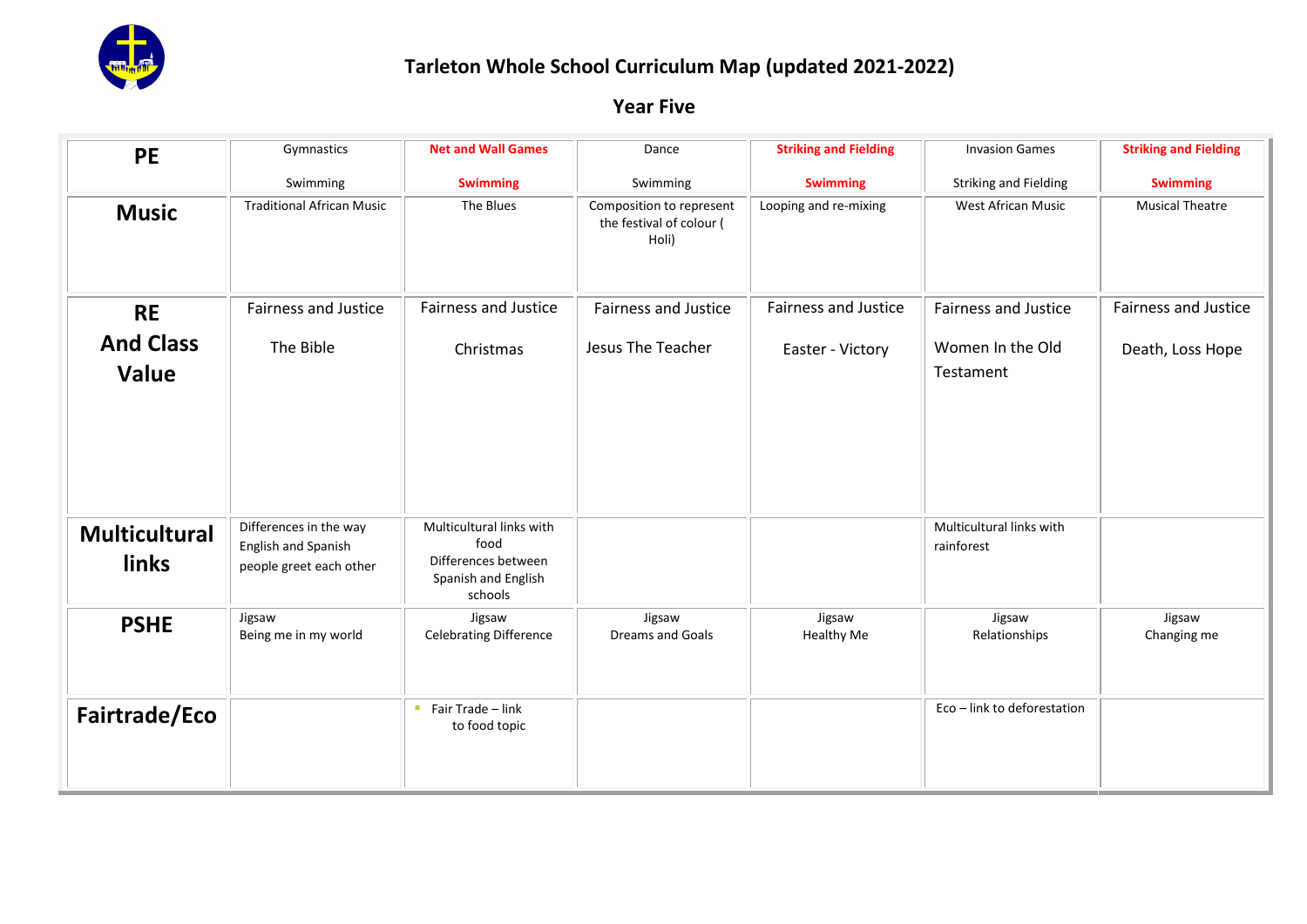# Tarleton Whole School Curriculum Map (updated 2021-2022)

## Year Five

| | | | | | | |
|---|---|---|---|---|---|---|
| **PE** | Gymnastics<br><br>Swimming | **Net and Wall Games**<br><br>**Swimming** | Dance<br><br>Swimming | **Striking and Fielding**<br><br>**Swimming** | Invasion Games<br><br>Striking and Fielding | **Striking and Fielding**<br><br>**Swimming** |
| **Music** | Traditional African Music | The Blues | Composition to represent the festival of colour ( Holi) | Looping and re-mixing | West African Music | Musical Theatre |
| **RE And Class Value** | Fairness and Justice<br><br>The Bible | Fairness and Justice<br><br>Christmas | Fairness and Justice<br><br>Jesus The Teacher | Fairness and Justice<br><br>Easter - Victory | Fairness and Justice<br><br>Women In the Old Testament | Fairness and Justice<br><br>Death, Loss Hope |
| **Multicultural links** | Differences in the way English and Spanish people greet each other | Multicultural links with food<br>Differences between Spanish and English schools | | | Multicultural links with rainforest | |
| **PSHE** | Jigsaw<br>Being me in my world | Jigsaw<br>Celebrating Difference | Jigsaw<br>Dreams and Goals | Jigsaw<br>Healthy Me | Jigsaw<br>Relationships | Jigsaw<br>Changing me |
| **Fairtrade/Eco** | | - Fair Trade – link to food topic | | | Eco – link to deforestation | |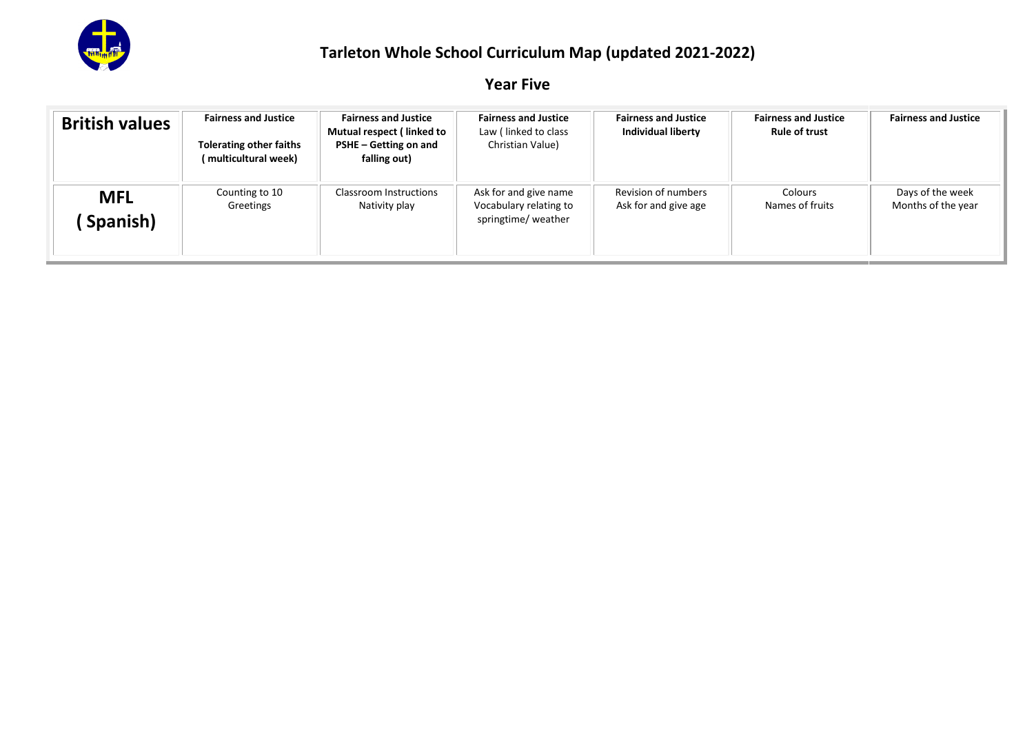# Tarleton Whole School Curriculum Map (updated 2021-2022)

## Year Five

| | | | | | | |
|---|---|---|---|---|---|---|
| **British values** | **Fairness and Justice**<br><br>**Tolerating other faiths ( multicultural week)** | **Fairness and Justice**<br>**Mutual respect ( linked to PSHE – Getting on and falling out)** | **Fairness and Justice**<br>Law ( linked to class Christian Value) | **Fairness and Justice**<br>**Individual liberty** | **Fairness and Justice**<br>**Rule of trust** | **Fairness and Justice** |
| **MFL ( Spanish)** | Counting to 10<br>Greetings | Classroom Instructions<br>Nativity play | Ask for and give name<br>Vocabulary relating to springtime/ weather | Revision of numbers<br>Ask for and give age | Colours<br>Names of fruits | Days of the week<br>Months of the year |